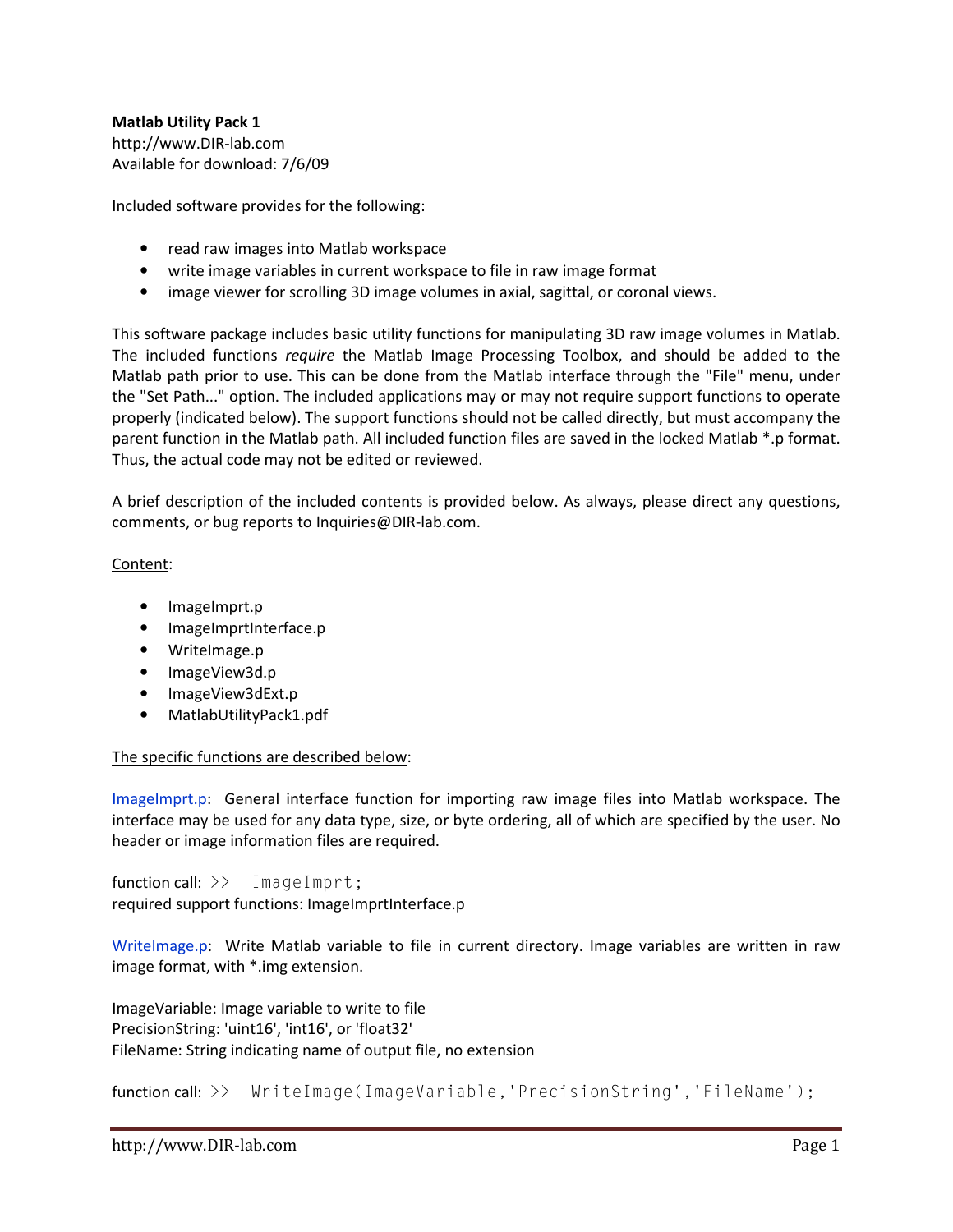**Matlab Utility Pack 1**
http://www.DIR-lab.com
Available for download: 7/6/09

<u>Included software provides for the following</u>:

- read raw images into Matlab workspace
- write image variables in current workspace to file in raw image format
- image viewer for scrolling 3D image volumes in axial, sagittal, or coronal views.

This software package includes basic utility functions for manipulating 3D raw image volumes in Matlab. The included functions *require* the Matlab Image Processing Toolbox, and should be added to the Matlab path prior to use. This can be done from the Matlab interface through the "File" menu, under the "Set Path..." option. The included applications may or may not require support functions to operate properly (indicated below). The support functions should not be called directly, but must accompany the parent function in the Matlab path. All included function files are saved in the locked Matlab *.p format. Thus, the actual code may not be edited or reviewed.

A brief description of the included contents is provided below. As always, please direct any questions, comments, or bug reports to Inquiries@DIR-lab.com.

<u>Content</u>:

- ImageImprt.p
- ImageImprtInterface.p
- WriteImage.p
- ImageView3d.p
- ImageView3dExt.p
- MatlabUtilityPack1.pdf

<u>The specific functions are described below</u>:

ImageImprt.p: General interface function for importing raw image files into Matlab workspace. The interface may be used for any data type, size, or byte ordering, all of which are specified by the user. No header or image information files are required.

function call: `>> ImageImprt;`
required support functions: ImageImprtInterface.p

WriteImage.p: Write Matlab variable to file in current directory. Image variables are written in raw image format, with *.img extension.

ImageVariable: Image variable to write to file
PrecisionString: 'uint16', 'int16', or 'float32'
FileName: String indicating name of output file, no extension

function call: `>> WriteImage(ImageVariable,'PrecisionString','FileName');`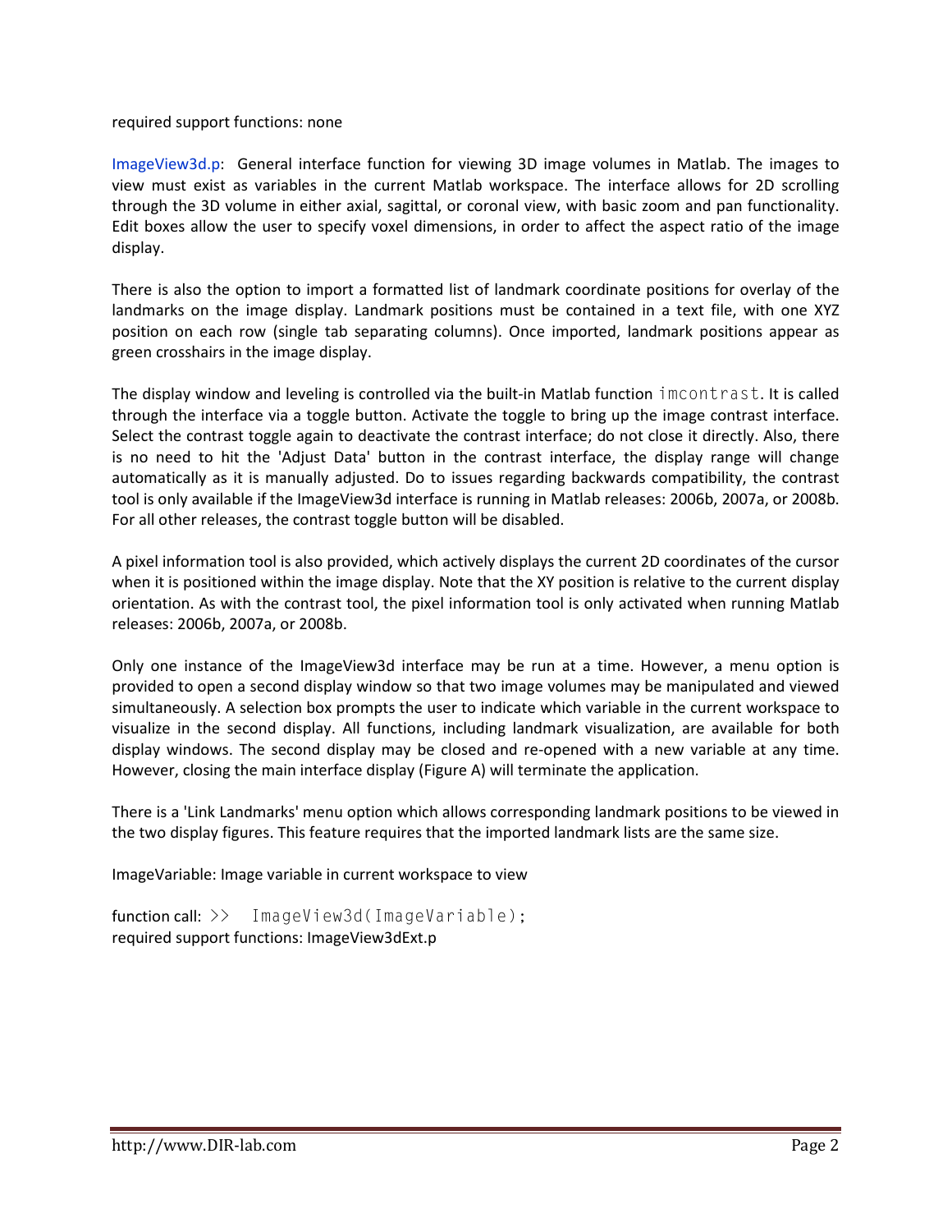required support functions: none

ImageView3d.p: General interface function for viewing 3D image volumes in Matlab. The images to view must exist as variables in the current Matlab workspace. The interface allows for 2D scrolling through the 3D volume in either axial, sagittal, or coronal view, with basic zoom and pan functionality. Edit boxes allow the user to specify voxel dimensions, in order to affect the aspect ratio of the image display.

There is also the option to import a formatted list of landmark coordinate positions for overlay of the landmarks on the image display. Landmark positions must be contained in a text file, with one XYZ position on each row (single tab separating columns). Once imported, landmark positions appear as green crosshairs in the image display.

The display window and leveling is controlled via the built-in Matlab function `imcontrast`. It is called through the interface via a toggle button. Activate the toggle to bring up the image contrast interface. Select the contrast toggle again to deactivate the contrast interface; do not close it directly. Also, there is no need to hit the 'Adjust Data' button in the contrast interface, the display range will change automatically as it is manually adjusted. Do to issues regarding backwards compatibility, the contrast tool is only available if the ImageView3d interface is running in Matlab releases: 2006b, 2007a, or 2008b. For all other releases, the contrast toggle button will be disabled.

A pixel information tool is also provided, which actively displays the current 2D coordinates of the cursor when it is positioned within the image display. Note that the XY position is relative to the current display orientation. As with the contrast tool, the pixel information tool is only activated when running Matlab releases: 2006b, 2007a, or 2008b.

Only one instance of the ImageView3d interface may be run at a time. However, a menu option is provided to open a second display window so that two image volumes may be manipulated and viewed simultaneously. A selection box prompts the user to indicate which variable in the current workspace to visualize in the second display. All functions, including landmark visualization, are available for both display windows. The second display may be closed and re-opened with a new variable at any time. However, closing the main interface display (Figure A) will terminate the application.

There is a 'Link Landmarks' menu option which allows corresponding landmark positions to be viewed in the two display figures. This feature requires that the imported landmark lists are the same size.

ImageVariable: Image variable in current workspace to view

function call: `>> ImageView3d(ImageVariable);`
required support functions: ImageView3dExt.p